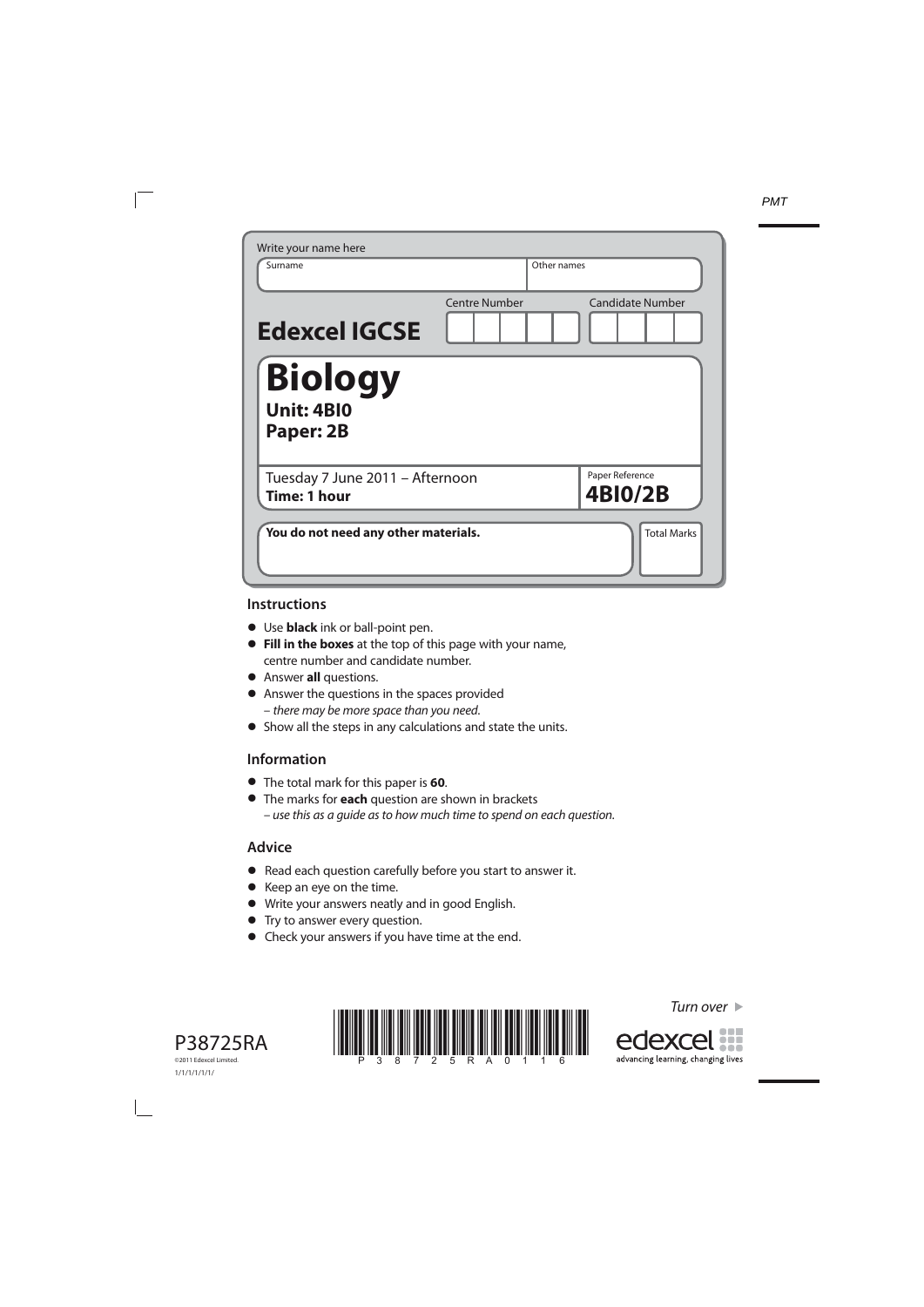Write your name here

| Surname | Other names |
|---|---|
| | |

**Edexcel IGCSE**

| Centre Number | Candidate Number |
|---|---|
| | |

# Biology

**Unit: 4BI0**

**Paper: 2B**

Tuesday 7 June 2011 – Afternoon

**Time: 1 hour**

Paper Reference **4BI0/2B**

**You do not need any other materials.**

Total Marks

## Instructions

- Use **black** ink or ball-point pen.
- **Fill in the boxes** at the top of this page with your name, centre number and candidate number.
- Answer **all** questions.
- Answer the questions in the spaces provided – *there may be more space than you need.*
- Show all the steps in any calculations and state the units.

## Information

- The total mark for this paper is **60**.
- The marks for **each** question are shown in brackets – *use this as a guide as to how much time to spend on each question.*

## Advice

- Read each question carefully before you start to answer it.
- Keep an eye on the time.
- Write your answers neatly and in good English.
- Try to answer every question.
- Check your answers if you have time at the end.

P38725RA

©2011 Edexcel Limited.

1/1/1/1/1/1/

*Turn over*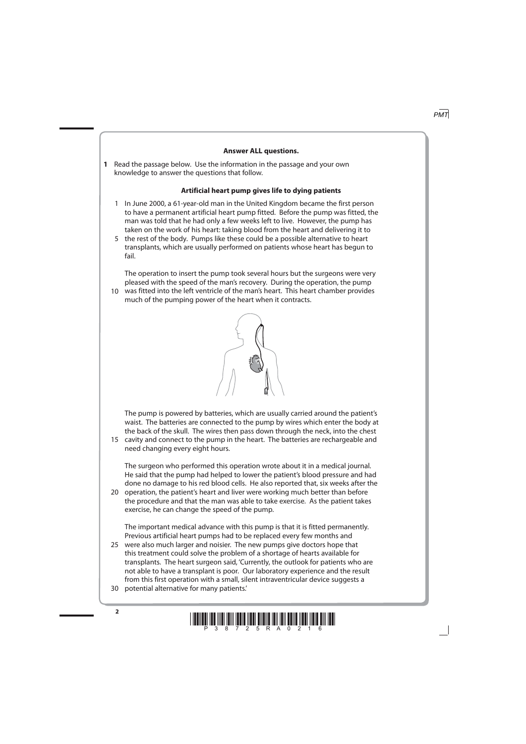**Answer ALL questions.**

**1** Read the passage below. Use the information in the passage and your own knowledge to answer the questions that follow.

**Artificial heart pump gives life to dying patients**

1 In June 2000, a 61-year-old man in the United Kingdom became the first person to have a permanent artificial heart pump fitted. Before the pump was fitted, the man was told that he had only a few weeks left to live. However, the pump has taken on the work of his heart: taking blood from the heart and delivering it to
5 the rest of the body. Pumps like these could be a possible alternative to heart transplants, which are usually performed on patients whose heart has begun to fail.

The operation to insert the pump took several hours but the surgeons were very pleased with the speed of the man's recovery. During the operation, the pump
10 was fitted into the left ventricle of the man's heart. This heart chamber provides much of the pumping power of the heart when it contracts.

The pump is powered by batteries, which are usually carried around the patient's waist. The batteries are connected to the pump by wires which enter the body at the back of the skull. The wires then pass down through the neck, into the chest
15 cavity and connect to the pump in the heart. The batteries are rechargeable and need changing every eight hours.

The surgeon who performed this operation wrote about it in a medical journal. He said that the pump had helped to lower the patient's blood pressure and had done no damage to his red blood cells. He also reported that, six weeks after the
20 operation, the patient's heart and liver were working much better than before the procedure and that the man was able to take exercise. As the patient takes exercise, he can change the speed of the pump.

The important medical advance with this pump is that it is fitted permanently. Previous artificial heart pumps had to be replaced every few months and
25 were also much larger and noisier. The new pumps give doctors hope that this treatment could solve the problem of a shortage of hearts available for transplants. The heart surgeon said, 'Currently, the outlook for patients who are not able to have a transplant is poor. Our laboratory experience and the result from this first operation with a small, silent intraventricular device suggests a
30 potential alternative for many patients.'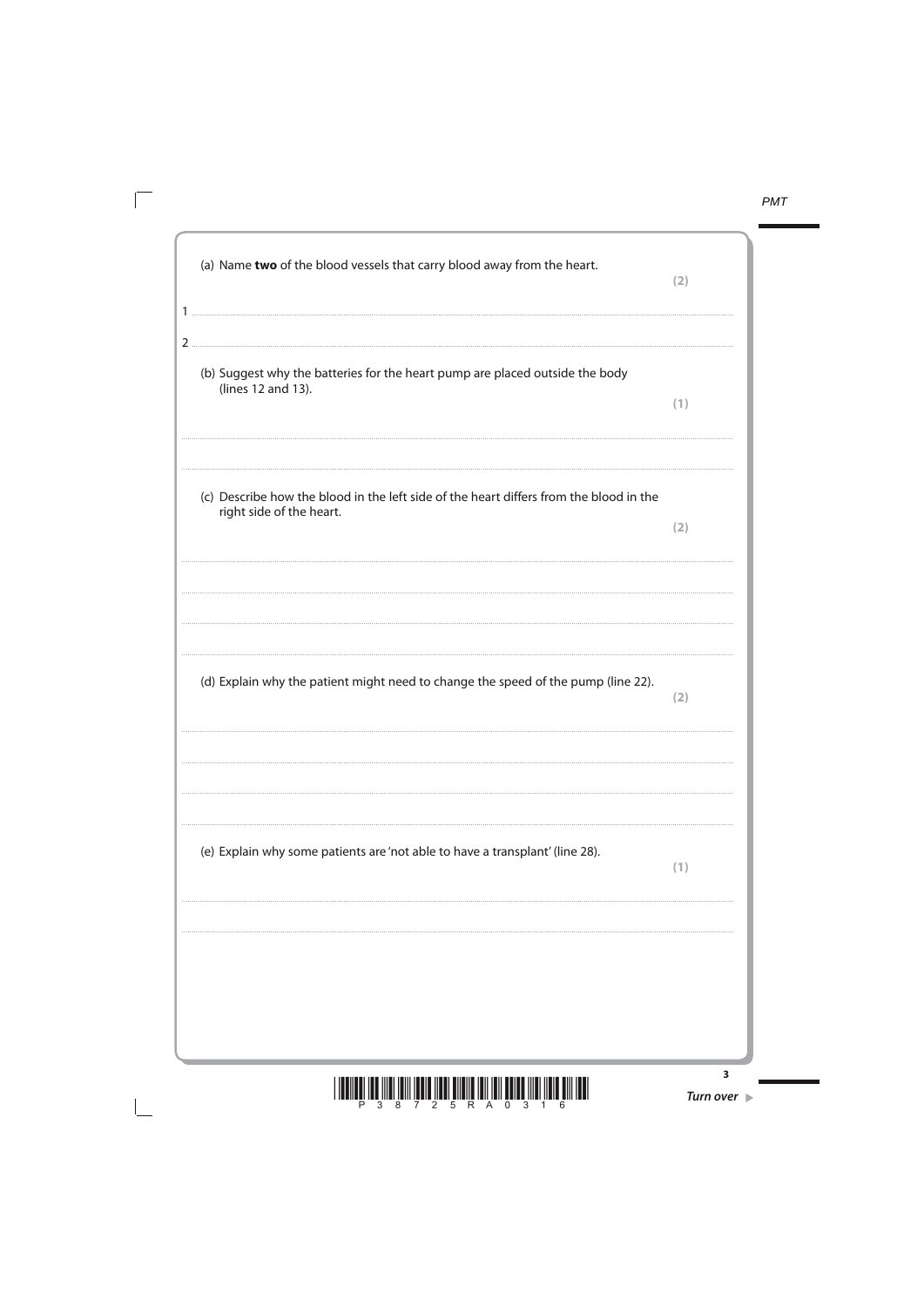(a) Name **two** of the blood vessels that carry blood away from the heart. **(2)**

1 ........................................................................................................................................

2 ........................................................................................................................................

(b) Suggest why the batteries for the heart pump are placed outside the body (lines 12 and 13). **(1)**

........................................................................................................................................

........................................................................................................................................

(c) Describe how the blood in the left side of the heart differs from the blood in the right side of the heart. **(2)**

........................................................................................................................................

........................................................................................................................................

........................................................................................................................................

........................................................................................................................................

(d) Explain why the patient might need to change the speed of the pump (line 22). **(2)**

........................................................................................................................................

........................................................................................................................................

........................................................................................................................................

........................................................................................................................................

(e) Explain why some patients are 'not able to have a transplant' (line 28). **(1)**

........................................................................................................................................

........................................................................................................................................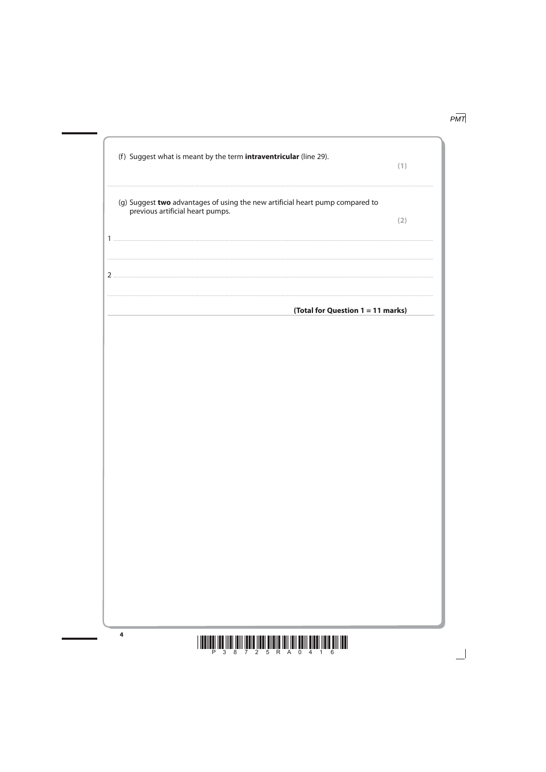(f) Suggest what is meant by the term **intraventricular** (line 29).

**(1)**

..............................................................................................................................................

(g) Suggest **two** advantages of using the new artificial heart pump compared to previous artificial heart pumps.

**(2)**

1 ..............................................................................................................................................

..............................................................................................................................................

2 ..............................................................................................................................................

..............................................................................................................................................

**(Total for Question 1 = 11 marks)**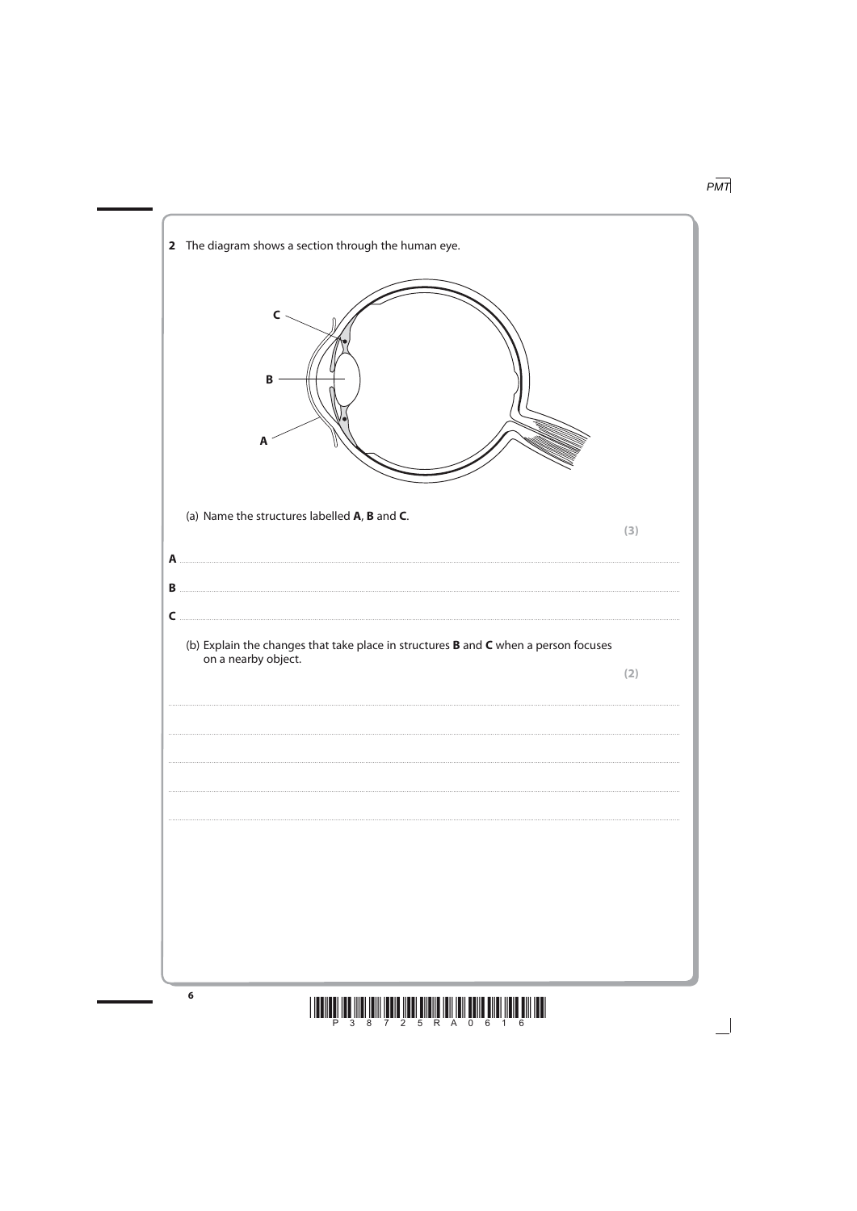**2** The diagram shows a section through the human eye.

(a) Name the structures labelled **A**, **B** and **C**.

**(3)**

**A** ..............................................................................................................................................................

**B** ..............................................................................................................................................................

**C** ..............................................................................................................................................................

(b) Explain the changes that take place in structures **B** and **C** when a person focuses on a nearby object.

**(2)**

..............................................................................................................................................................

..............................................................................................................................................................

..............................................................................................................................................................

..............................................................................................................................................................

..............................................................................................................................................................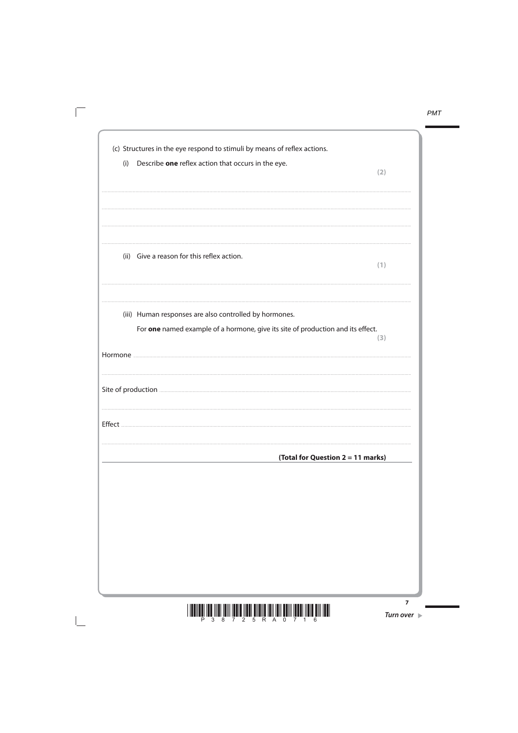(c) Structures in the eye respond to stimuli by means of reflex actions.

(i) Describe **one** reflex action that occurs in the eye. **(2)**

..............................................................................................................................................

..............................................................................................................................................

..............................................................................................................................................

..............................................................................................................................................

(ii) Give a reason for this reflex action. **(1)**

..............................................................................................................................................

..............................................................................................................................................

(iii) Human responses are also controlled by hormones.

For **one** named example of a hormone, give its site of production and its effect. **(3)**

Hormone ..............................................................................................................................

..............................................................................................................................................

Site of production ...............................................................................................................

..............................................................................................................................................

Effect ...................................................................................................................................

..............................................................................................................................................

**(Total for Question 2 = 11 marks)**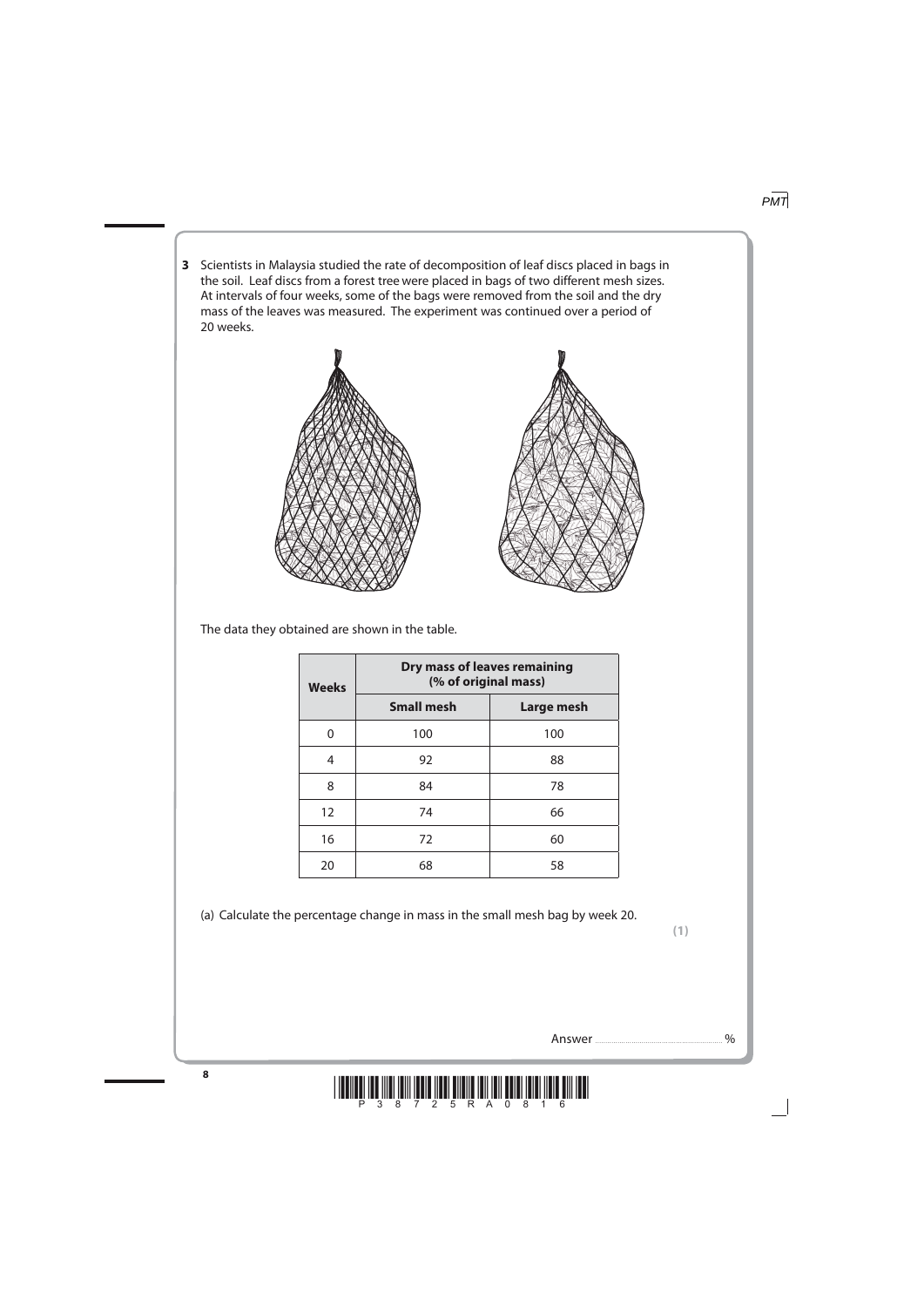**3** Scientists in Malaysia studied the rate of decomposition of leaf discs placed in bags in the soil. Leaf discs from a forest tree were placed in bags of two different mesh sizes. At intervals of four weeks, some of the bags were removed from the soil and the dry mass of the leaves was measured. The experiment was continued over a period of 20 weeks.

The data they obtained are shown in the table.

| Weeks | Dry mass of leaves remaining (% of original mass) | |
|---|---|---|
| | **Small mesh** | **Large mesh** |
| 0 | 100 | 100 |
| 4 | 92 | 88 |
| 8 | 84 | 78 |
| 12 | 74 | 66 |
| 16 | 72 | 60 |
| 20 | 68 | 58 |

(a) Calculate the percentage change in mass in the small mesh bag by week 20.

**(1)**

Answer ........................................................ %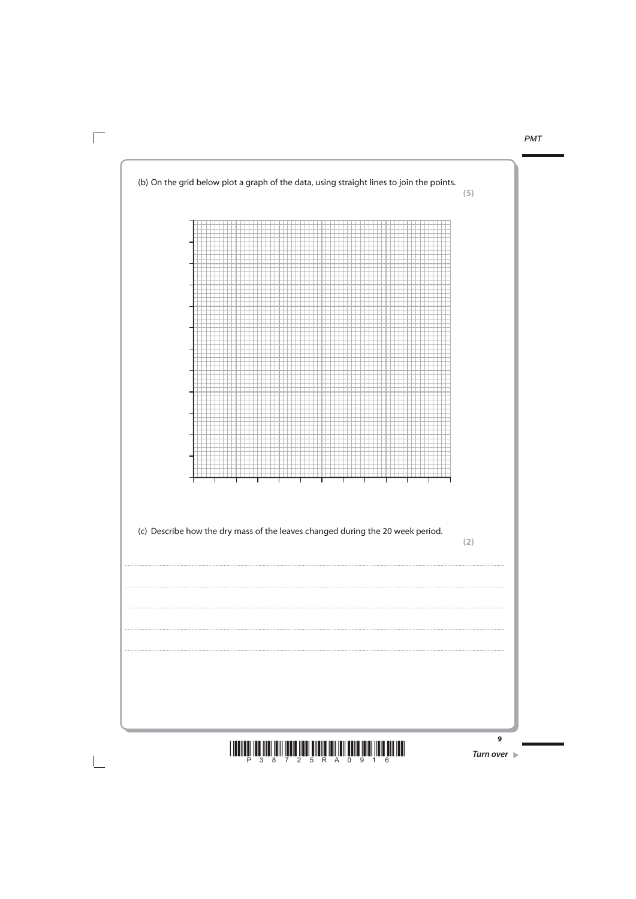(b) On the grid below plot a graph of the data, using straight lines to join the points.

**(5)**

(c) Describe how the dry mass of the leaves changed during the 20 week period.

**(2)**

........................................................................................................................................................................................................

........................................................................................................................................................................................................

........................................................................................................................................................................................................

........................................................................................................................................................................................................

........................................................................................................................................................................................................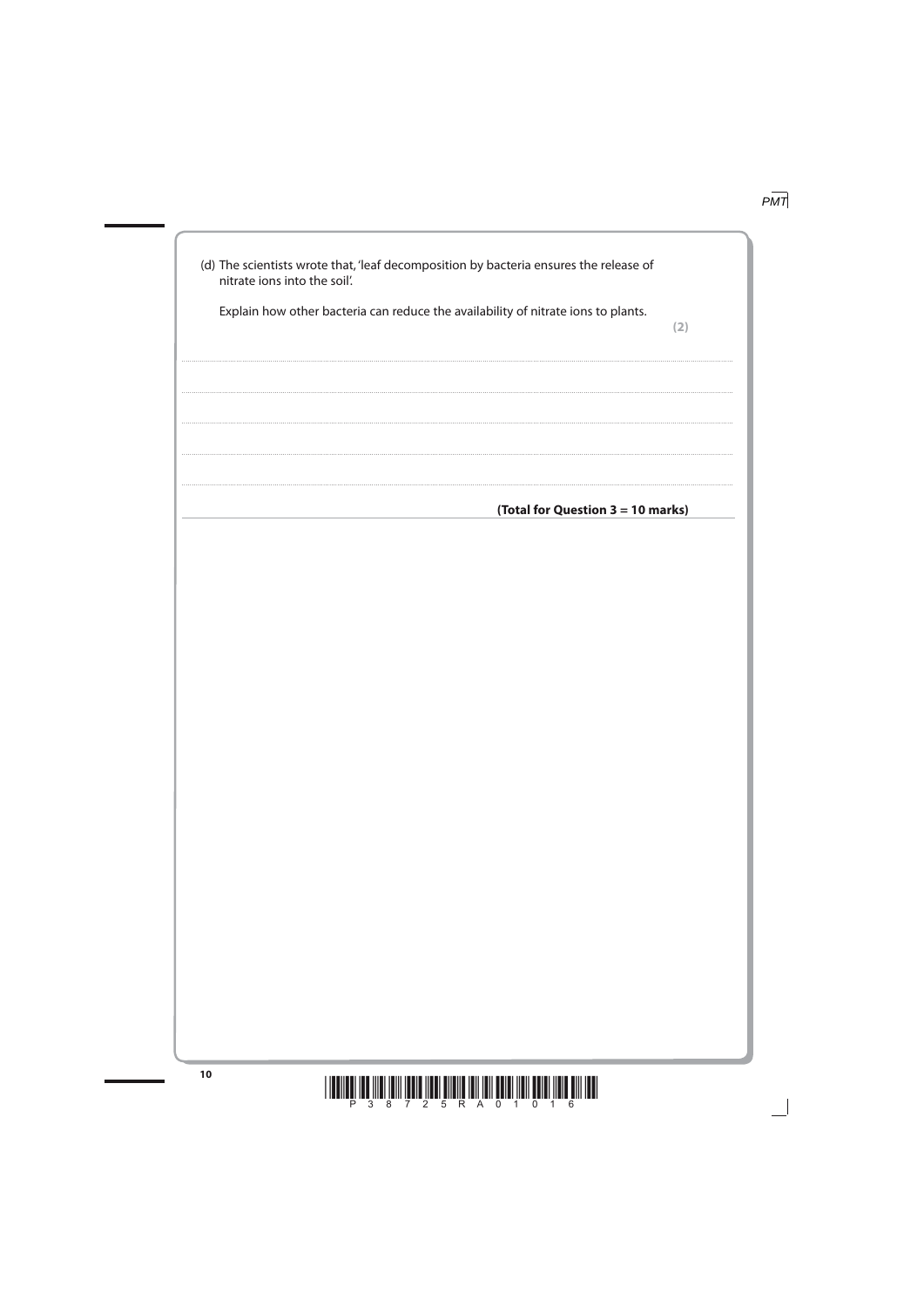(d) The scientists wrote that, 'leaf decomposition by bacteria ensures the release of nitrate ions into the soil'.

Explain how other bacteria can reduce the availability of nitrate ions to plants.

**(2)**

..............................................................................................................................................

..............................................................................................................................................

..............................................................................................................................................

..............................................................................................................................................

..............................................................................................................................................

**(Total for Question 3 = 10 marks)**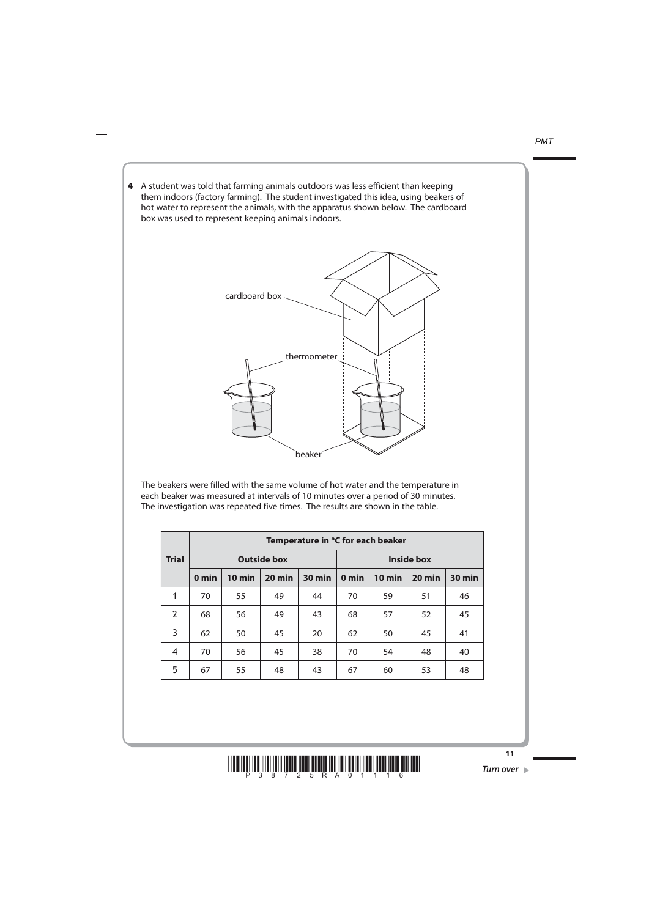**4** A student was told that farming animals outdoors was less efficient than keeping them indoors (factory farming). The student investigated this idea, using beakers of hot water to represent the animals, with the apparatus shown below. The cardboard box was used to represent keeping animals indoors.

The beakers were filled with the same volume of hot water and the temperature in each beaker was measured at intervals of 10 minutes over a period of 30 minutes. The investigation was repeated five times. The results are shown in the table.

| Trial | Temperature in °C for each beaker | | | | | | | |
|---|---|---|---|---|---|---|---|---|
| | Outside box | | | | Inside box | | | |
| | 0 min | 10 min | 20 min | 30 min | 0 min | 10 min | 20 min | 30 min |
| 1 | 70 | 55 | 49 | 44 | 70 | 59 | 51 | 46 |
| 2 | 68 | 56 | 49 | 43 | 68 | 57 | 52 | 45 |
| 3 | 62 | 50 | 45 | 20 | 62 | 50 | 45 | 41 |
| 4 | 70 | 56 | 45 | 38 | 70 | 54 | 48 | 40 |
| 5 | 67 | 55 | 48 | 43 | 67 | 60 | 53 | 48 |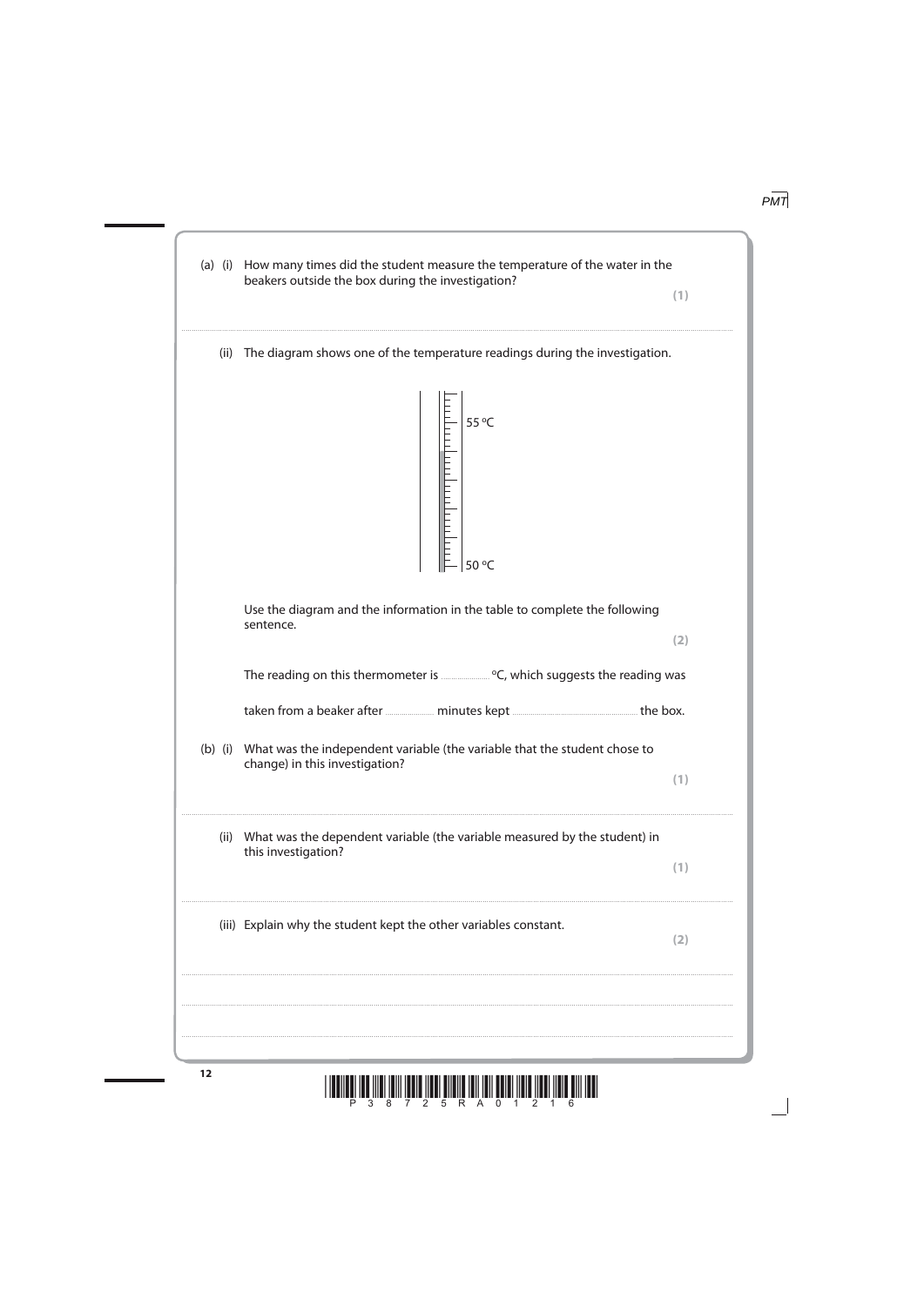(a) (i) How many times did the student measure the temperature of the water in the beakers outside the box during the investigation?

**(1)**

..................................................................................................................................................

(ii) The diagram shows one of the temperature readings during the investigation.

55 °C

50 °C

Use the diagram and the information in the table to complete the following sentence.

**(2)**

The reading on this thermometer is ................ °C, which suggests the reading was

taken from a beaker after ................ minutes kept ................................................ the box.

(b) (i) What was the independent variable (the variable that the student chose to change) in this investigation?

**(1)**

..................................................................................................................................................

(ii) What was the dependent variable (the variable measured by the student) in this investigation?

**(1)**

..................................................................................................................................................

(iii) Explain why the student kept the other variables constant.

**(2)**

..................................................................................................................................................

..................................................................................................................................................

..................................................................................................................................................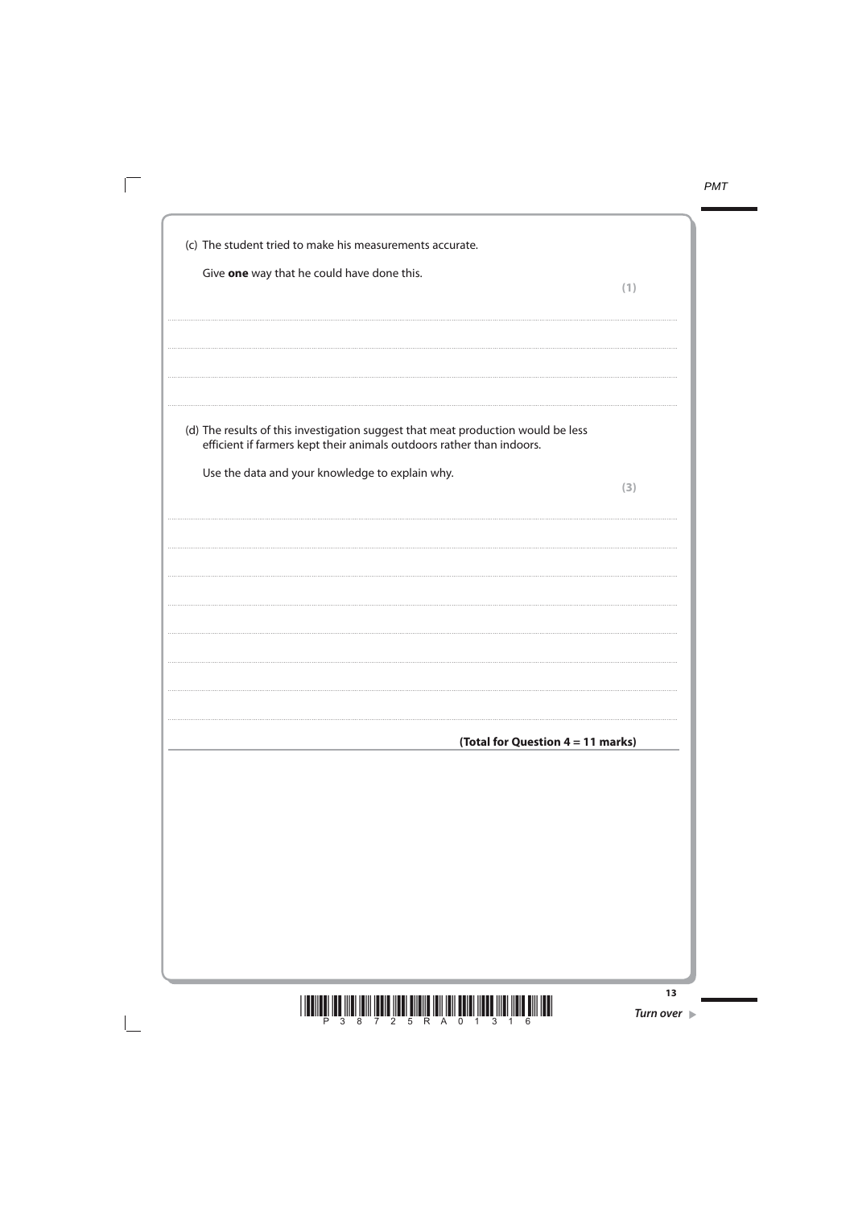(c) The student tried to make his measurements accurate.

Give **one** way that he could have done this.

**(1)**

.......................................................................................................................................................

.......................................................................................................................................................

.......................................................................................................................................................

(d) The results of this investigation suggest that meat production would be less efficient if farmers kept their animals outdoors rather than indoors.

Use the data and your knowledge to explain why.

**(3)**

.......................................................................................................................................................

.......................................................................................................................................................

.......................................................................................................................................................

.......................................................................................................................................................

.......................................................................................................................................................

.......................................................................................................................................................

.......................................................................................................................................................

**(Total for Question 4 = 11 marks)**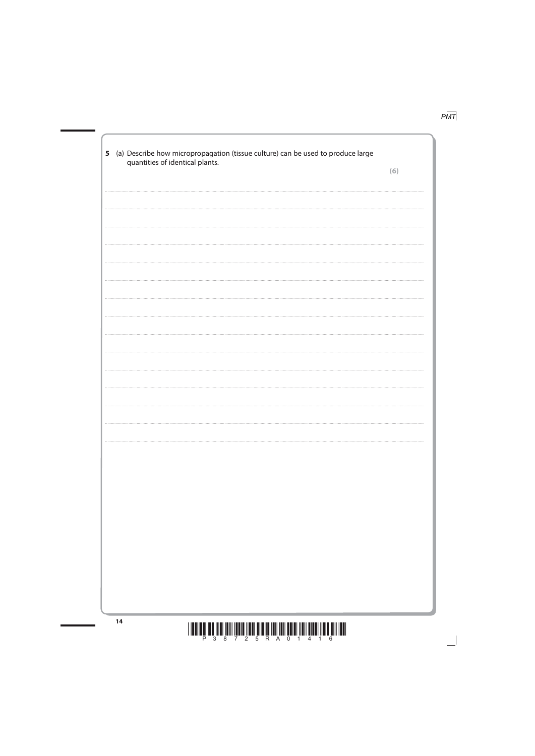**5** (a) Describe how micropropagation (tissue culture) can be used to produce large quantities of identical plants.

**(6)**

..............................................................................................................................................

..............................................................................................................................................

..............................................................................................................................................

..............................................................................................................................................

..............................................................................................................................................

..............................................................................................................................................

..............................................................................................................................................

..............................................................................................................................................

..............................................................................................................................................

..............................................................................................................................................

..............................................................................................................................................

..............................................................................................................................................

..............................................................................................................................................

..............................................................................................................................................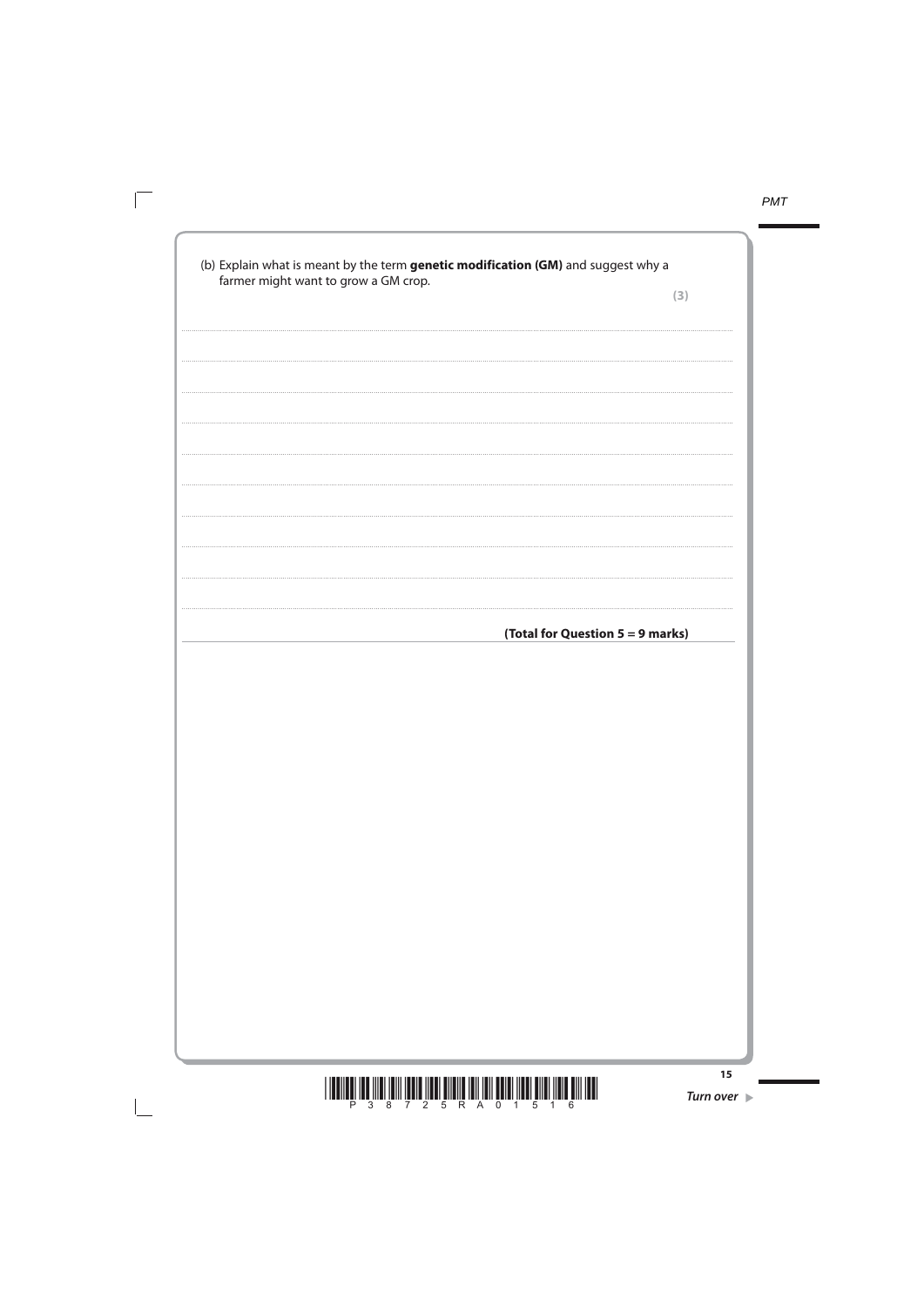(b) Explain what is meant by the term **genetic modification (GM)** and suggest why a farmer might want to grow a GM crop.

**(3)**

..............................................................................................................................................

..............................................................................................................................................

..............................................................................................................................................

..............................................................................................................................................

..............................................................................................................................................

..............................................................................................................................................

..............................................................................................................................................

..............................................................................................................................................

..............................................................................................................................................

**(Total for Question 5 = 9 marks)**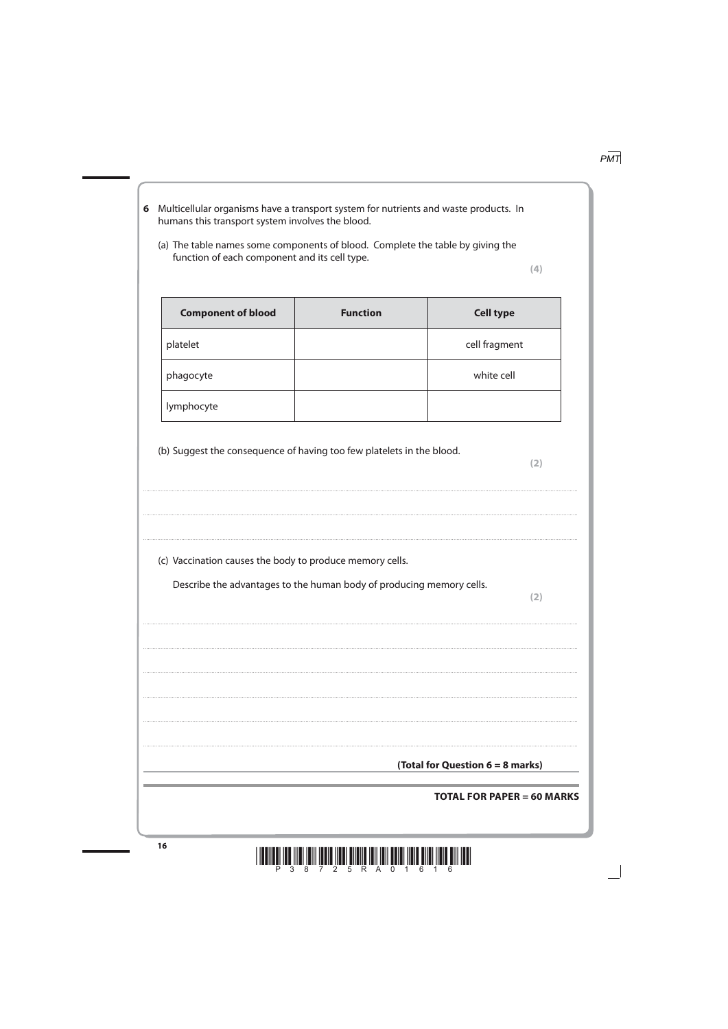**6** Multicellular organisms have a transport system for nutrients and waste products. In humans this transport system involves the blood.

(a) The table names some components of blood. Complete the table by giving the function of each component and its cell type.

**(4)**

| Component of blood | Function | Cell type |
|---|---|---|
| platelet | | cell fragment |
| phagocyte | | white cell |
| lymphocyte | | |

(b) Suggest the consequence of having too few platelets in the blood.

**(2)**

....................................................................................................................................................................................

....................................................................................................................................................................................

....................................................................................................................................................................................

(c) Vaccination causes the body to produce memory cells.

Describe the advantages to the human body of producing memory cells.

**(2)**

....................................................................................................................................................................................

....................................................................................................................................................................................

....................................................................................................................................................................................

....................................................................................................................................................................................

....................................................................................................................................................................................

....................................................................................................................................................................................

**(Total for Question 6 = 8 marks)**

**TOTAL FOR PAPER = 60 MARKS**